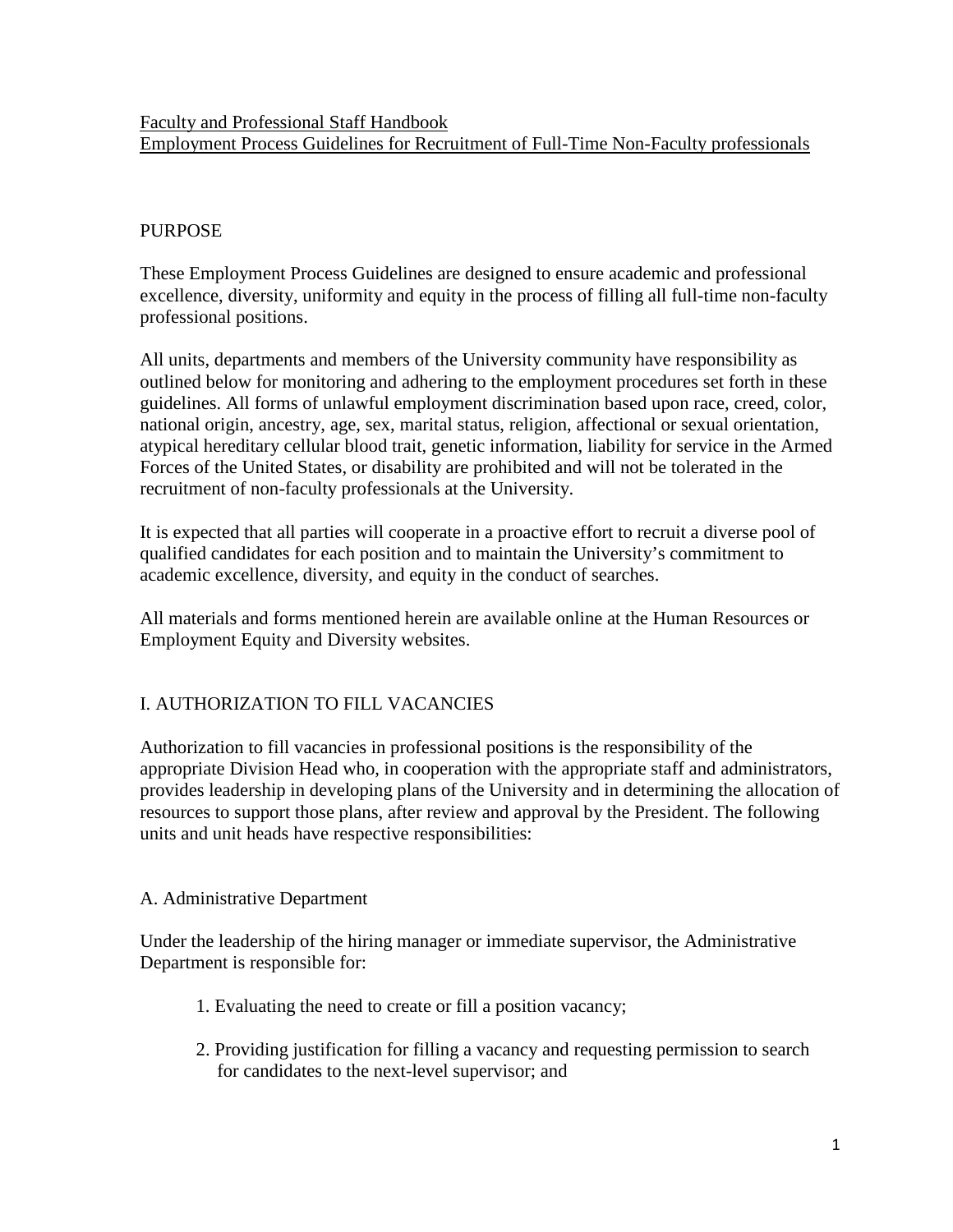Faculty and Professional Staff Handbook
Employment Process Guidelines for Recruitment of Full-Time Non-Faculty professionals

## PURPOSE

These Employment Process Guidelines are designed to ensure academic and professional excellence, diversity, uniformity and equity in the process of filling all full-time non-faculty professional positions.

All units, departments and members of the University community have responsibility as outlined below for monitoring and adhering to the employment procedures set forth in these guidelines. All forms of unlawful employment discrimination based upon race, creed, color, national origin, ancestry, age, sex, marital status, religion, affectional or sexual orientation, atypical hereditary cellular blood trait, genetic information, liability for service in the Armed Forces of the United States, or disability are prohibited and will not be tolerated in the recruitment of non-faculty professionals at the University.

It is expected that all parties will cooperate in a proactive effort to recruit a diverse pool of qualified candidates for each position and to maintain the University's commitment to academic excellence, diversity, and equity in the conduct of searches.

All materials and forms mentioned herein are available online at the Human Resources or Employment Equity and Diversity websites.

## I. AUTHORIZATION TO FILL VACANCIES

Authorization to fill vacancies in professional positions is the responsibility of the appropriate Division Head who, in cooperation with the appropriate staff and administrators, provides leadership in developing plans of the University and in determining the allocation of resources to support those plans, after review and approval by the President. The following units and unit heads have respective responsibilities:

### A. Administrative Department

Under the leadership of the hiring manager or immediate supervisor, the Administrative Department is responsible for:

1. Evaluating the need to create or fill a position vacancy;
2. Providing justification for filling a vacancy and requesting permission to search for candidates to the next-level supervisor; and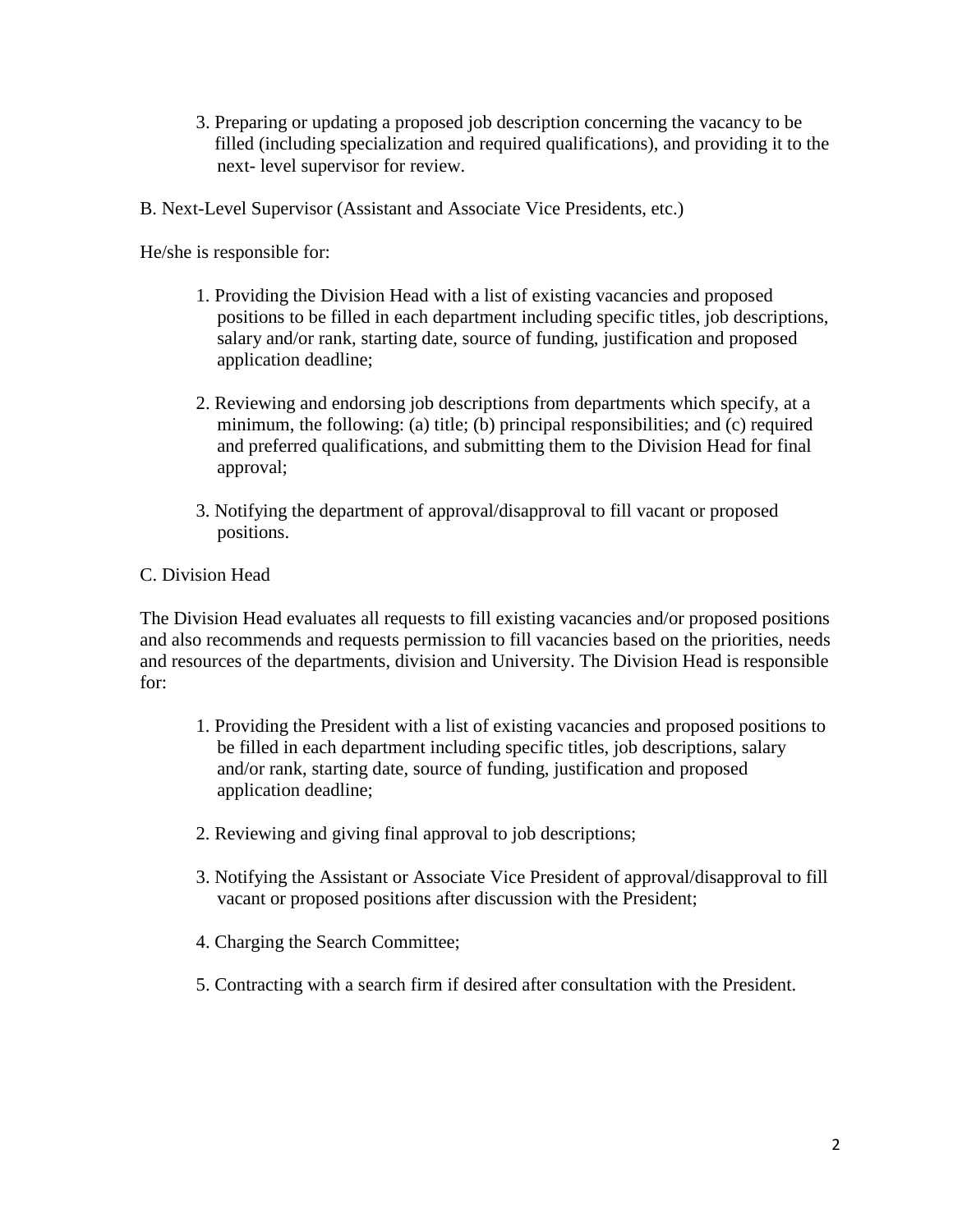3. Preparing or updating a proposed job description concerning the vacancy to be filled (including specialization and required qualifications), and providing it to the next- level supervisor for review.

B. Next-Level Supervisor (Assistant and Associate Vice Presidents, etc.)

He/she is responsible for:

1. Providing the Division Head with a list of existing vacancies and proposed positions to be filled in each department including specific titles, job descriptions, salary and/or rank, starting date, source of funding, justification and proposed application deadline;

2. Reviewing and endorsing job descriptions from departments which specify, at a minimum, the following: (a) title; (b) principal responsibilities; and (c) required and preferred qualifications, and submitting them to the Division Head for final approval;

3. Notifying the department of approval/disapproval to fill vacant or proposed positions.

C. Division Head

The Division Head evaluates all requests to fill existing vacancies and/or proposed positions and also recommends and requests permission to fill vacancies based on the priorities, needs and resources of the departments, division and University. The Division Head is responsible for:

1. Providing the President with a list of existing vacancies and proposed positions to be filled in each department including specific titles, job descriptions, salary and/or rank, starting date, source of funding, justification and proposed application deadline;

2. Reviewing and giving final approval to job descriptions;

3. Notifying the Assistant or Associate Vice President of approval/disapproval to fill vacant or proposed positions after discussion with the President;

4. Charging the Search Committee;

5. Contracting with a search firm if desired after consultation with the President.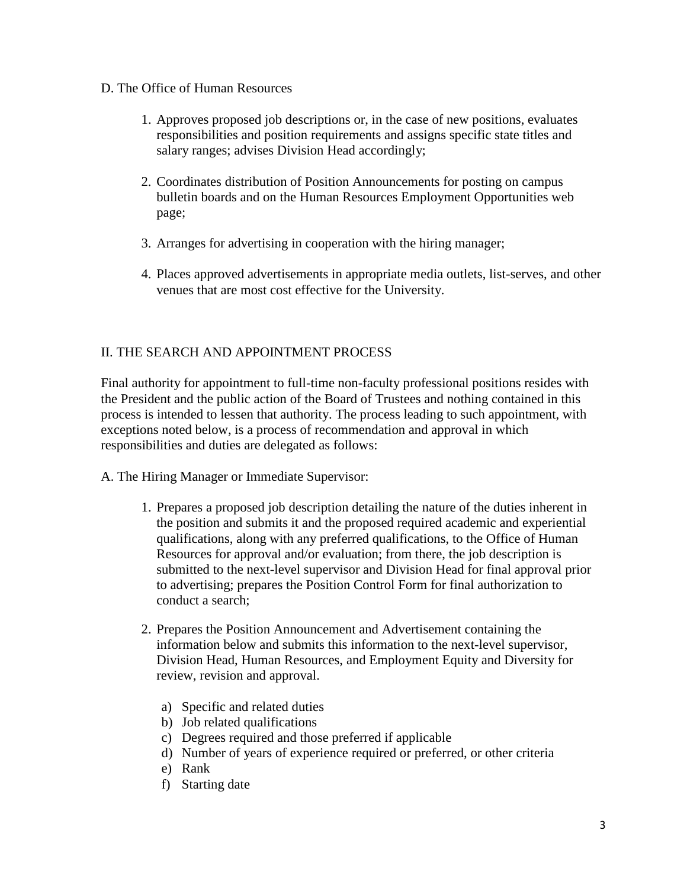D. The Office of Human Resources

1. Approves proposed job descriptions or, in the case of new positions, evaluates responsibilities and position requirements and assigns specific state titles and salary ranges; advises Division Head accordingly;

2. Coordinates distribution of Position Announcements for posting on campus bulletin boards and on the Human Resources Employment Opportunities web page;

3. Arranges for advertising in cooperation with the hiring manager;

4. Places approved advertisements in appropriate media outlets, list-serves, and other venues that are most cost effective for the University.

## II. THE SEARCH AND APPOINTMENT PROCESS

Final authority for appointment to full-time non-faculty professional positions resides with the President and the public action of the Board of Trustees and nothing contained in this process is intended to lessen that authority. The process leading to such appointment, with exceptions noted below, is a process of recommendation and approval in which responsibilities and duties are delegated as follows:

A. The Hiring Manager or Immediate Supervisor:

1. Prepares a proposed job description detailing the nature of the duties inherent in the position and submits it and the proposed required academic and experiential qualifications, along with any preferred qualifications, to the Office of Human Resources for approval and/or evaluation; from there, the job description is submitted to the next-level supervisor and Division Head for final approval prior to advertising; prepares the Position Control Form for final authorization to conduct a search;

2. Prepares the Position Announcement and Advertisement containing the information below and submits this information to the next-level supervisor, Division Head, Human Resources, and Employment Equity and Diversity for review, revision and approval.

   a) Specific and related duties
   b) Job related qualifications
   c) Degrees required and those preferred if applicable
   d) Number of years of experience required or preferred, or other criteria
   e) Rank
   f) Starting date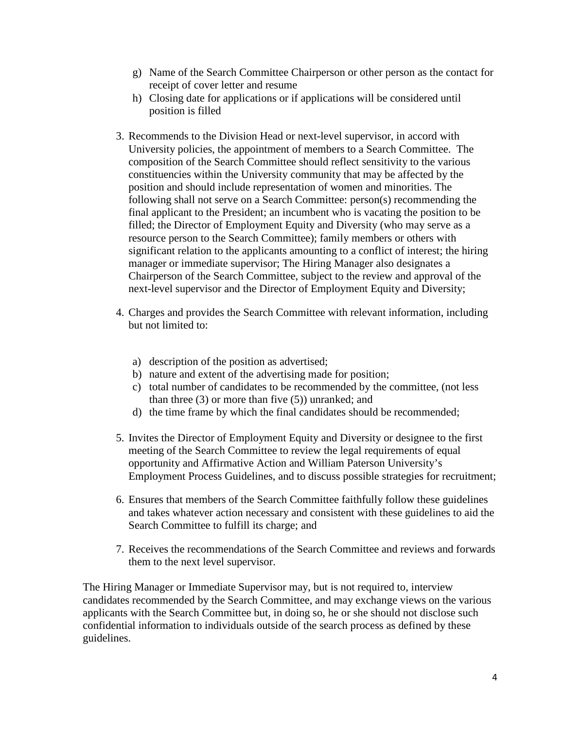g) Name of the Search Committee Chairperson or other person as the contact for receipt of cover letter and resume
h) Closing date for applications or if applications will be considered until position is filled

3. Recommends to the Division Head or next-level supervisor, in accord with University policies, the appointment of members to a Search Committee. The composition of the Search Committee should reflect sensitivity to the various constituencies within the University community that may be affected by the position and should include representation of women and minorities. The following shall not serve on a Search Committee: person(s) recommending the final applicant to the President; an incumbent who is vacating the position to be filled; the Director of Employment Equity and Diversity (who may serve as a resource person to the Search Committee); family members or others with significant relation to the applicants amounting to a conflict of interest; the hiring manager or immediate supervisor; The Hiring Manager also designates a Chairperson of the Search Committee, subject to the review and approval of the next-level supervisor and the Director of Employment Equity and Diversity;

4. Charges and provides the Search Committee with relevant information, including but not limited to:

   a) description of the position as advertised;
   b) nature and extent of the advertising made for position;
   c) total number of candidates to be recommended by the committee, (not less than three (3) or more than five (5)) unranked; and
   d) the time frame by which the final candidates should be recommended;

5. Invites the Director of Employment Equity and Diversity or designee to the first meeting of the Search Committee to review the legal requirements of equal opportunity and Affirmative Action and William Paterson University's Employment Process Guidelines, and to discuss possible strategies for recruitment;

6. Ensures that members of the Search Committee faithfully follow these guidelines and takes whatever action necessary and consistent with these guidelines to aid the Search Committee to fulfill its charge; and

7. Receives the recommendations of the Search Committee and reviews and forwards them to the next level supervisor.

The Hiring Manager or Immediate Supervisor may, but is not required to, interview candidates recommended by the Search Committee, and may exchange views on the various applicants with the Search Committee but, in doing so, he or she should not disclose such confidential information to individuals outside of the search process as defined by these guidelines.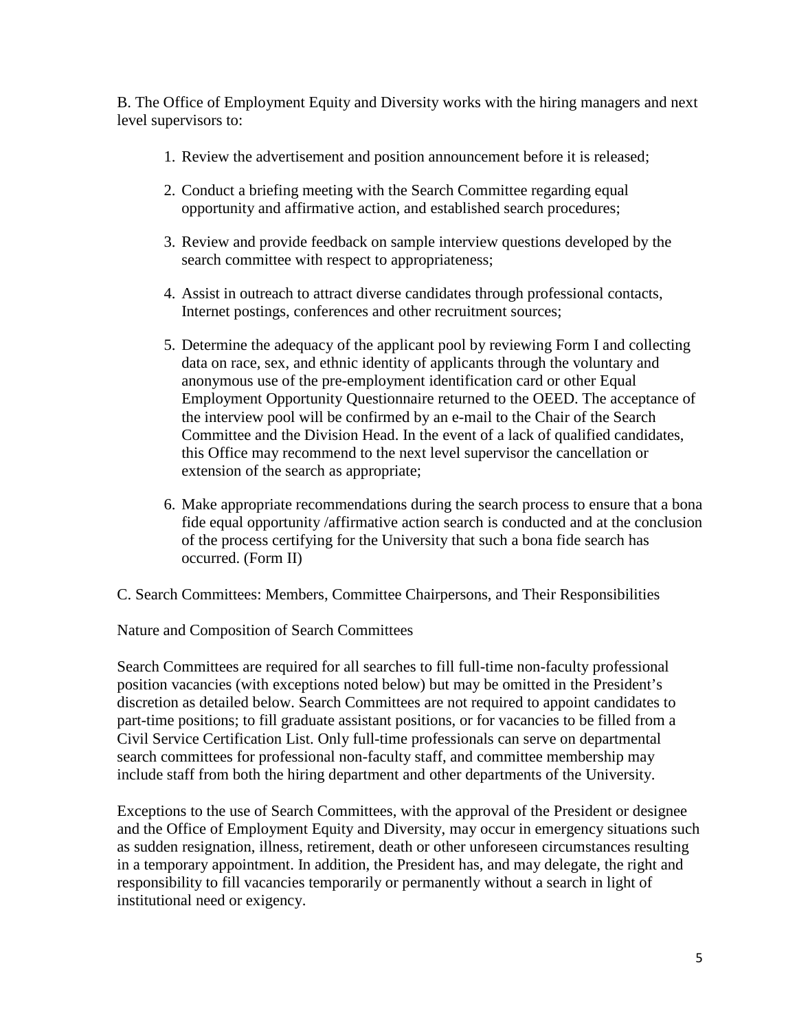B. The Office of Employment Equity and Diversity works with the hiring managers and next level supervisors to:

1. Review the advertisement and position announcement before it is released;

2. Conduct a briefing meeting with the Search Committee regarding equal opportunity and affirmative action, and established search procedures;

3. Review and provide feedback on sample interview questions developed by the search committee with respect to appropriateness;

4. Assist in outreach to attract diverse candidates through professional contacts, Internet postings, conferences and other recruitment sources;

5. Determine the adequacy of the applicant pool by reviewing Form I and collecting data on race, sex, and ethnic identity of applicants through the voluntary and anonymous use of the pre-employment identification card or other Equal Employment Opportunity Questionnaire returned to the OEED. The acceptance of the interview pool will be confirmed by an e-mail to the Chair of the Search Committee and the Division Head. In the event of a lack of qualified candidates, this Office may recommend to the next level supervisor the cancellation or extension of the search as appropriate;

6. Make appropriate recommendations during the search process to ensure that a bona fide equal opportunity /affirmative action search is conducted and at the conclusion of the process certifying for the University that such a bona fide search has occurred. (Form II)

C. Search Committees: Members, Committee Chairpersons, and Their Responsibilities

Nature and Composition of Search Committees

Search Committees are required for all searches to fill full-time non-faculty professional position vacancies (with exceptions noted below) but may be omitted in the President's discretion as detailed below. Search Committees are not required to appoint candidates to part-time positions; to fill graduate assistant positions, or for vacancies to be filled from a Civil Service Certification List. Only full-time professionals can serve on departmental search committees for professional non-faculty staff, and committee membership may include staff from both the hiring department and other departments of the University.

Exceptions to the use of Search Committees, with the approval of the President or designee and the Office of Employment Equity and Diversity, may occur in emergency situations such as sudden resignation, illness, retirement, death or other unforeseen circumstances resulting in a temporary appointment. In addition, the President has, and may delegate, the right and responsibility to fill vacancies temporarily or permanently without a search in light of institutional need or exigency.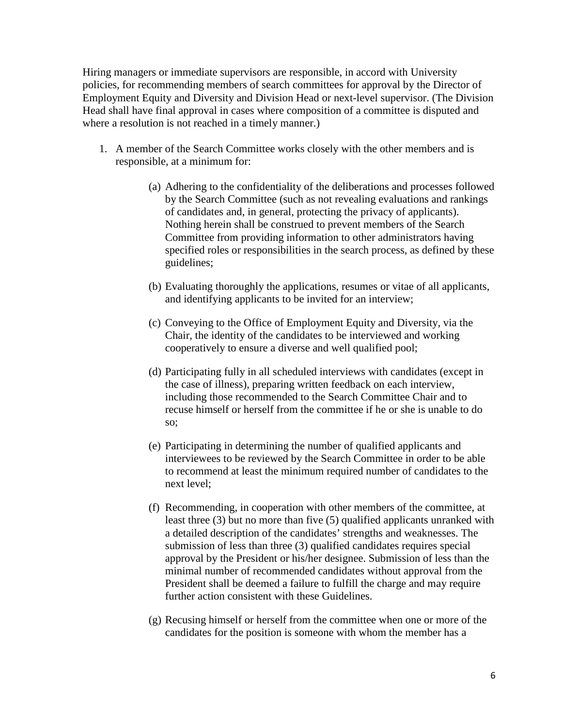Hiring managers or immediate supervisors are responsible, in accord with University policies, for recommending members of search committees for approval by the Director of Employment Equity and Diversity and Division Head or next-level supervisor. (The Division Head shall have final approval in cases where composition of a committee is disputed and where a resolution is not reached in a timely manner.)

1. A member of the Search Committee works closely with the other members and is responsible, at a minimum for:

   (a) Adhering to the confidentiality of the deliberations and processes followed by the Search Committee (such as not revealing evaluations and rankings of candidates and, in general, protecting the privacy of applicants). Nothing herein shall be construed to prevent members of the Search Committee from providing information to other administrators having specified roles or responsibilities in the search process, as defined by these guidelines;

   (b) Evaluating thoroughly the applications, resumes or vitae of all applicants, and identifying applicants to be invited for an interview;

   (c) Conveying to the Office of Employment Equity and Diversity, via the Chair, the identity of the candidates to be interviewed and working cooperatively to ensure a diverse and well qualified pool;

   (d) Participating fully in all scheduled interviews with candidates (except in the case of illness), preparing written feedback on each interview, including those recommended to the Search Committee Chair and to recuse himself or herself from the committee if he or she is unable to do so;

   (e) Participating in determining the number of qualified applicants and interviewees to be reviewed by the Search Committee in order to be able to recommend at least the minimum required number of candidates to the next level;

   (f) Recommending, in cooperation with other members of the committee, at least three (3) but no more than five (5) qualified applicants unranked with a detailed description of the candidates' strengths and weaknesses. The submission of less than three (3) qualified candidates requires special approval by the President or his/her designee. Submission of less than the minimal number of recommended candidates without approval from the President shall be deemed a failure to fulfill the charge and may require further action consistent with these Guidelines.

   (g) Recusing himself or herself from the committee when one or more of the candidates for the position is someone with whom the member has a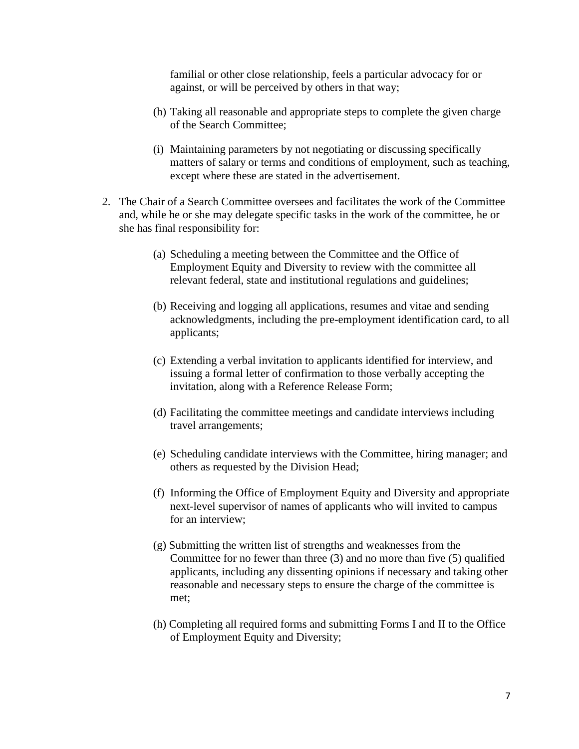familial or other close relationship, feels a particular advocacy for or against, or will be perceived by others in that way;

(h) Taking all reasonable and appropriate steps to complete the given charge of the Search Committee;

(i) Maintaining parameters by not negotiating or discussing specifically matters of salary or terms and conditions of employment, such as teaching, except where these are stated in the advertisement.

2. The Chair of a Search Committee oversees and facilitates the work of the Committee and, while he or she may delegate specific tasks in the work of the committee, he or she has final responsibility for:

   (a) Scheduling a meeting between the Committee and the Office of Employment Equity and Diversity to review with the committee all relevant federal, state and institutional regulations and guidelines;

   (b) Receiving and logging all applications, resumes and vitae and sending acknowledgments, including the pre-employment identification card, to all applicants;

   (c) Extending a verbal invitation to applicants identified for interview, and issuing a formal letter of confirmation to those verbally accepting the invitation, along with a Reference Release Form;

   (d) Facilitating the committee meetings and candidate interviews including travel arrangements;

   (e) Scheduling candidate interviews with the Committee, hiring manager; and others as requested by the Division Head;

   (f) Informing the Office of Employment Equity and Diversity and appropriate next-level supervisor of names of applicants who will invited to campus for an interview;

   (g) Submitting the written list of strengths and weaknesses from the Committee for no fewer than three (3) and no more than five (5) qualified applicants, including any dissenting opinions if necessary and taking other reasonable and necessary steps to ensure the charge of the committee is met;

   (h) Completing all required forms and submitting Forms I and II to the Office of Employment Equity and Diversity;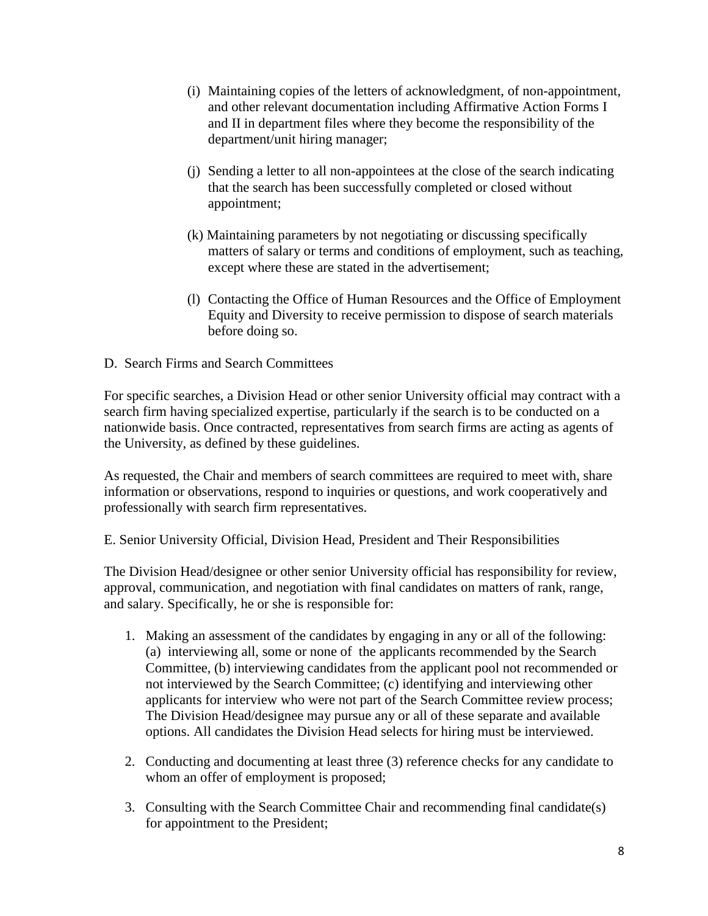(i) Maintaining copies of the letters of acknowledgment, of non-appointment, and other relevant documentation including Affirmative Action Forms I and II in department files where they become the responsibility of the department/unit hiring manager;

(j) Sending a letter to all non-appointees at the close of the search indicating that the search has been successfully completed or closed without appointment;

(k) Maintaining parameters by not negotiating or discussing specifically matters of salary or terms and conditions of employment, such as teaching, except where these are stated in the advertisement;

(l) Contacting the Office of Human Resources and the Office of Employment Equity and Diversity to receive permission to dispose of search materials before doing so.

D. Search Firms and Search Committees

For specific searches, a Division Head or other senior University official may contract with a search firm having specialized expertise, particularly if the search is to be conducted on a nationwide basis. Once contracted, representatives from search firms are acting as agents of the University, as defined by these guidelines.

As requested, the Chair and members of search committees are required to meet with, share information or observations, respond to inquiries or questions, and work cooperatively and professionally with search firm representatives.

E. Senior University Official, Division Head, President and Their Responsibilities

The Division Head/designee or other senior University official has responsibility for review, approval, communication, and negotiation with final candidates on matters of rank, range, and salary. Specifically, he or she is responsible for:

1. Making an assessment of the candidates by engaging in any or all of the following: (a) interviewing all, some or none of the applicants recommended by the Search Committee, (b) interviewing candidates from the applicant pool not recommended or not interviewed by the Search Committee; (c) identifying and interviewing other applicants for interview who were not part of the Search Committee review process; The Division Head/designee may pursue any or all of these separate and available options. All candidates the Division Head selects for hiring must be interviewed.

2. Conducting and documenting at least three (3) reference checks for any candidate to whom an offer of employment is proposed;

3. Consulting with the Search Committee Chair and recommending final candidate(s) for appointment to the President;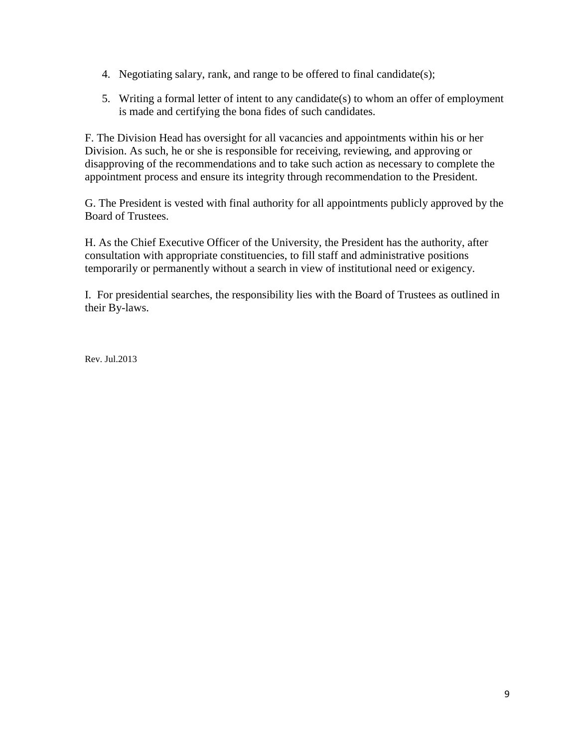4. Negotiating salary, rank, and range to be offered to final candidate(s);

5. Writing a formal letter of intent to any candidate(s) to whom an offer of employment is made and certifying the bona fides of such candidates.

F. The Division Head has oversight for all vacancies and appointments within his or her Division. As such, he or she is responsible for receiving, reviewing, and approving or disapproving of the recommendations and to take such action as necessary to complete the appointment process and ensure its integrity through recommendation to the President.

G. The President is vested with final authority for all appointments publicly approved by the Board of Trustees.

H. As the Chief Executive Officer of the University, the President has the authority, after consultation with appropriate constituencies, to fill staff and administrative positions temporarily or permanently without a search in view of institutional need or exigency.

I. For presidential searches, the responsibility lies with the Board of Trustees as outlined in their By-laws.

Rev. Jul.2013